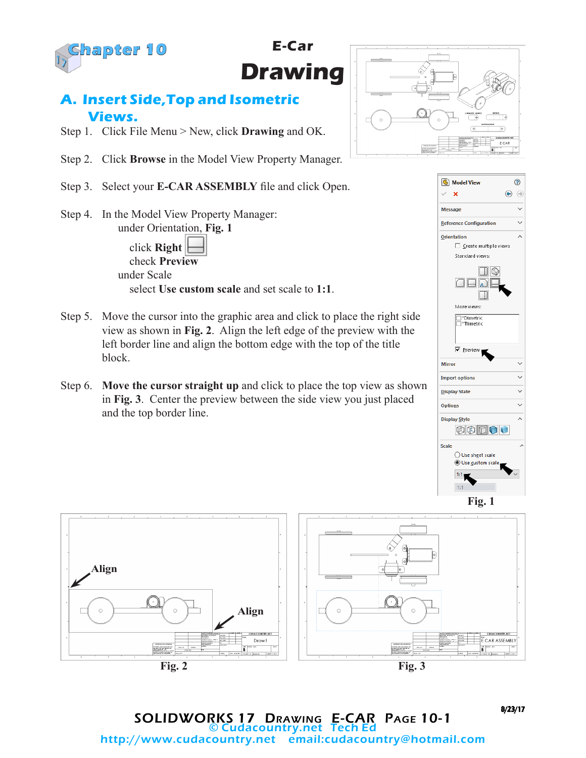# Chapter 10

## E-Car Drawing

### A. Insert Side, Top and Isometric Views.

Step 1. Click File Menu > New, click **Drawing** and OK.

Step 2. Click **Browse** in the Model View Property Manager.

Step 3. Select your **E-CAR ASSEMBLY** file and click Open.

Step 4. In the Model View Property Manager:
under Orientation, **Fig. 1**
click **Right**
check **Preview**
under Scale
select **Use custom scale** and set scale to **1:1**.

Step 5. Move the cursor into the graphic area and click to place the right side view as shown in **Fig. 2**. Align the left edge of the preview with the left border line and align the bottom edge with the top of the title block.

Step 6. **Move the cursor straight up** and click to place the top view as shown in **Fig. 3**. Center the preview between the side view you just placed and the top border line.

Fig. 1

Align

Align

Fig. 2

Fig. 3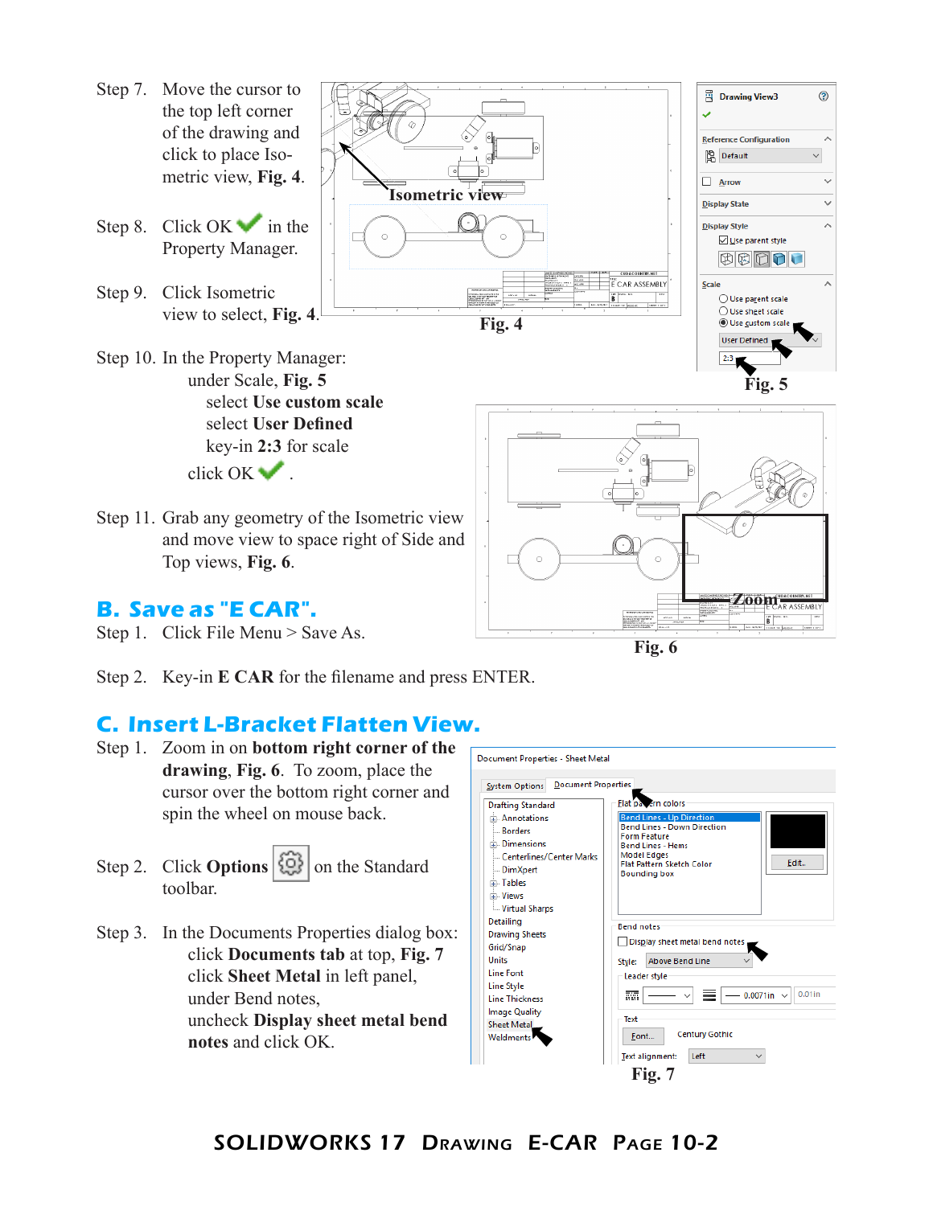Step 7. Move the cursor to the top left corner of the drawing and click to place Isometric view, **Fig. 4**.

Step 8. Click OK ✔ in the Property Manager.

Step 9. Click Isometric view to select, **Fig. 4**.

**Fig. 4**

Step 10. In the Property Manager:
under Scale, **Fig. 5**
select **Use custom scale**
select **User Defined**
key-in **2:3** for scale
click OK ✔ .

**Fig. 5**

Step 11. Grab any geometry of the Isometric view and move view to space right of Side and Top views, **Fig. 6**.

**Fig. 6**

## B. Save as "E CAR".

Step 1. Click File Menu > Save As.

Step 2. Key-in **E CAR** for the filename and press ENTER.

## C. Insert L-Bracket Flatten View.

Step 1. Zoom in on **bottom right corner of the drawing**, **Fig. 6**. To zoom, place the cursor over the bottom right corner and spin the wheel on mouse back.

Step 2. Click **Options** on the Standard toolbar.

Step 3. In the Documents Properties dialog box:
click **Documents tab** at top, **Fig. 7**
click **Sheet Metal** in left panel,
under Bend notes,
uncheck **Display sheet metal bend notes** and click OK.

**Fig. 7**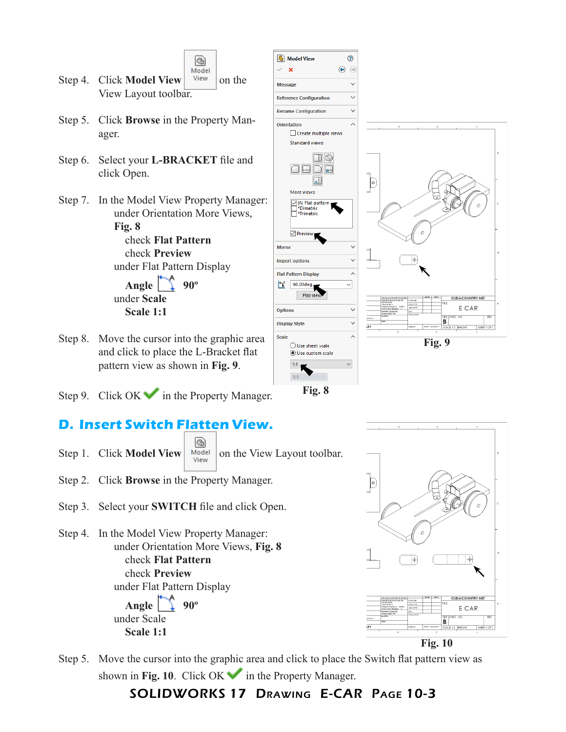Step 4. Click **Model View** on the View Layout toolbar.

Step 5. Click **Browse** in the Property Manager.

Step 6. Select your **L-BRACKET** file and click Open.

Step 7. In the Model View Property Manager:
under Orientation More Views, **Fig. 8**
check **Flat Pattern**
check **Preview**
under Flat Pattern Display
**Angle** **90º**
under **Scale**
**Scale 1:1**

Step 8. Move the cursor into the graphic area and click to place the L-Bracket flat pattern view as shown in **Fig. 9**.

Step 9. Click OK in the Property Manager.

**Fig. 8**

**Fig. 9**

## D. Insert Switch Flatten View.

Step 1. Click **Model View** on the View Layout toolbar.

Step 2. Click **Browse** in the Property Manager.

Step 3. Select your **SWITCH** file and click Open.

Step 4. In the Model View Property Manager:
under Orientation More Views, **Fig. 8**
check **Flat Pattern**
check **Preview**
under Flat Pattern Display
**Angle** **90º**
under Scale
**Scale 1:1**

**Fig. 10**

Step 5. Move the cursor into the graphic area and click to place the Switch flat pattern view as shown in **Fig. 10**. Click OK in the Property Manager.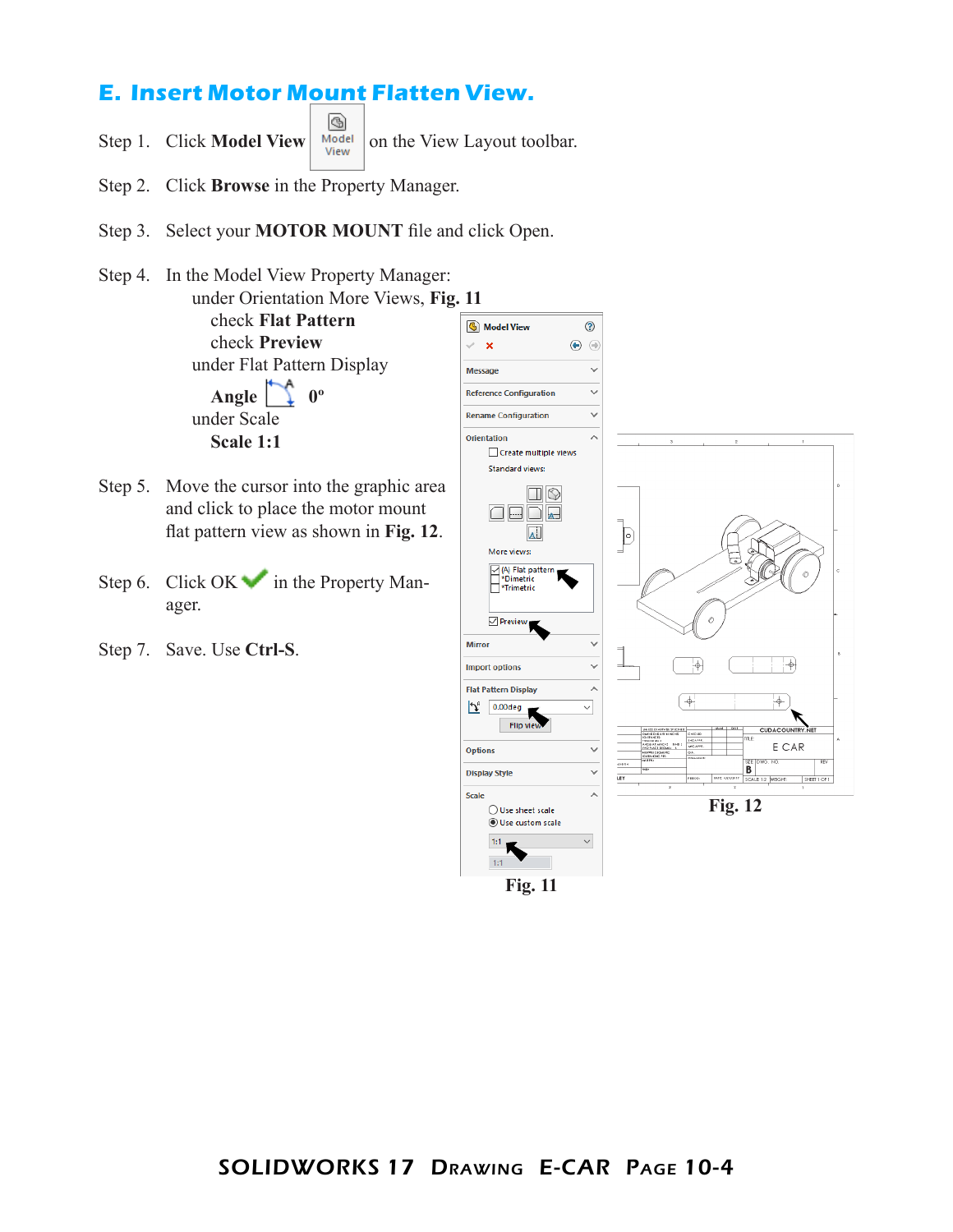## E. Insert Motor Mount Flatten View.

Step 1. Click **Model View** on the View Layout toolbar.

Step 2. Click **Browse** in the Property Manager.

Step 3. Select your **MOTOR MOUNT** file and click Open.

Step 4. In the Model View Property Manager:
under Orientation More Views, **Fig. 11**
check **Flat Pattern**
check **Preview**
under Flat Pattern Display
**Angle** 0º
under Scale
**Scale 1:1**

Step 5. Move the cursor into the graphic area and click to place the motor mount flat pattern view as shown in **Fig. 12**.

Step 6. Click OK in the Property Manager.

Step 7. Save. Use **Ctrl-S**.

Fig. 11

Fig. 12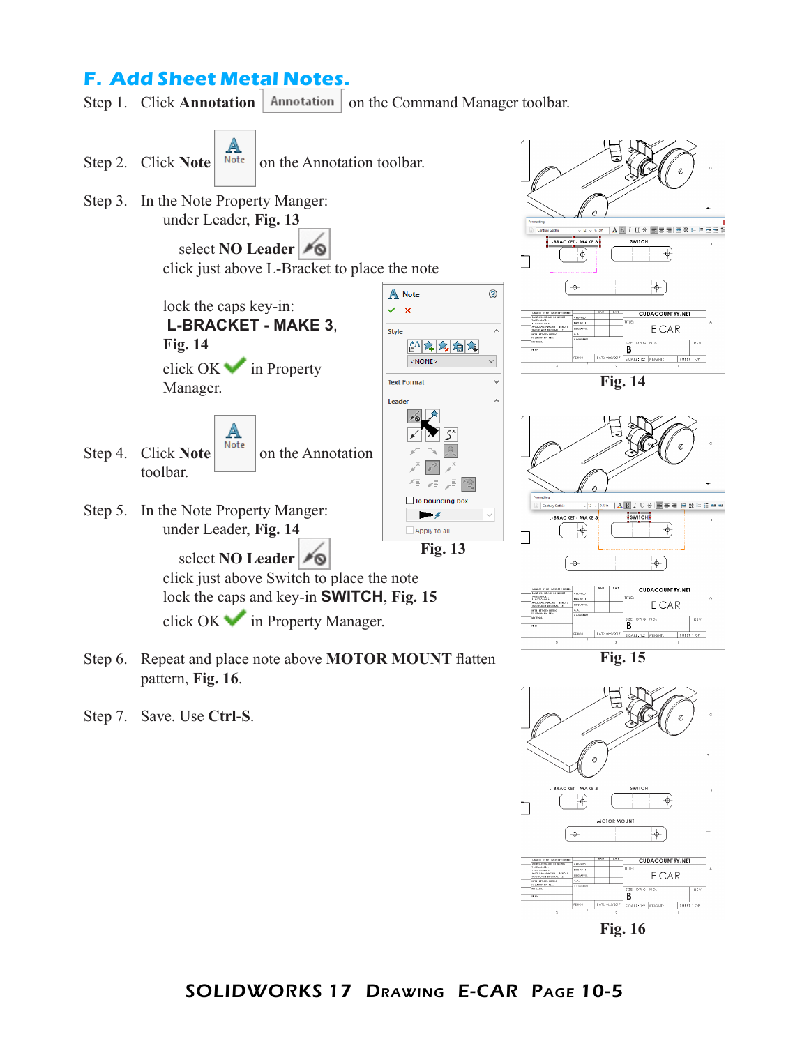## F. Add Sheet Metal Notes.

Step 1. Click **Annotation** Annotation on the Command Manager toolbar.

Step 2. Click **Note** on the Annotation toolbar.

Step 3. In the Note Property Manger:
under Leader, **Fig. 13**

select **NO Leader**
click just above L-Bracket to place the note

lock the caps key-in:
**L-BRACKET - MAKE 3**, **Fig. 14**

click OK in Property Manager.

Step 4. Click **Note** on the Annotation toolbar.

Step 5. In the Note Property Manger:
under Leader, **Fig. 14**

select **NO Leader**
click just above Switch to place the note
lock the caps and key-in **SWITCH**, **Fig. 15**
click OK in Property Manager.

Step 6. Repeat and place note above **MOTOR MOUNT** flatten pattern, **Fig. 16**.

Step 7. Save. Use **Ctrl-S**.

**Fig. 13**

**Fig. 14**

**Fig. 15**

**Fig. 16**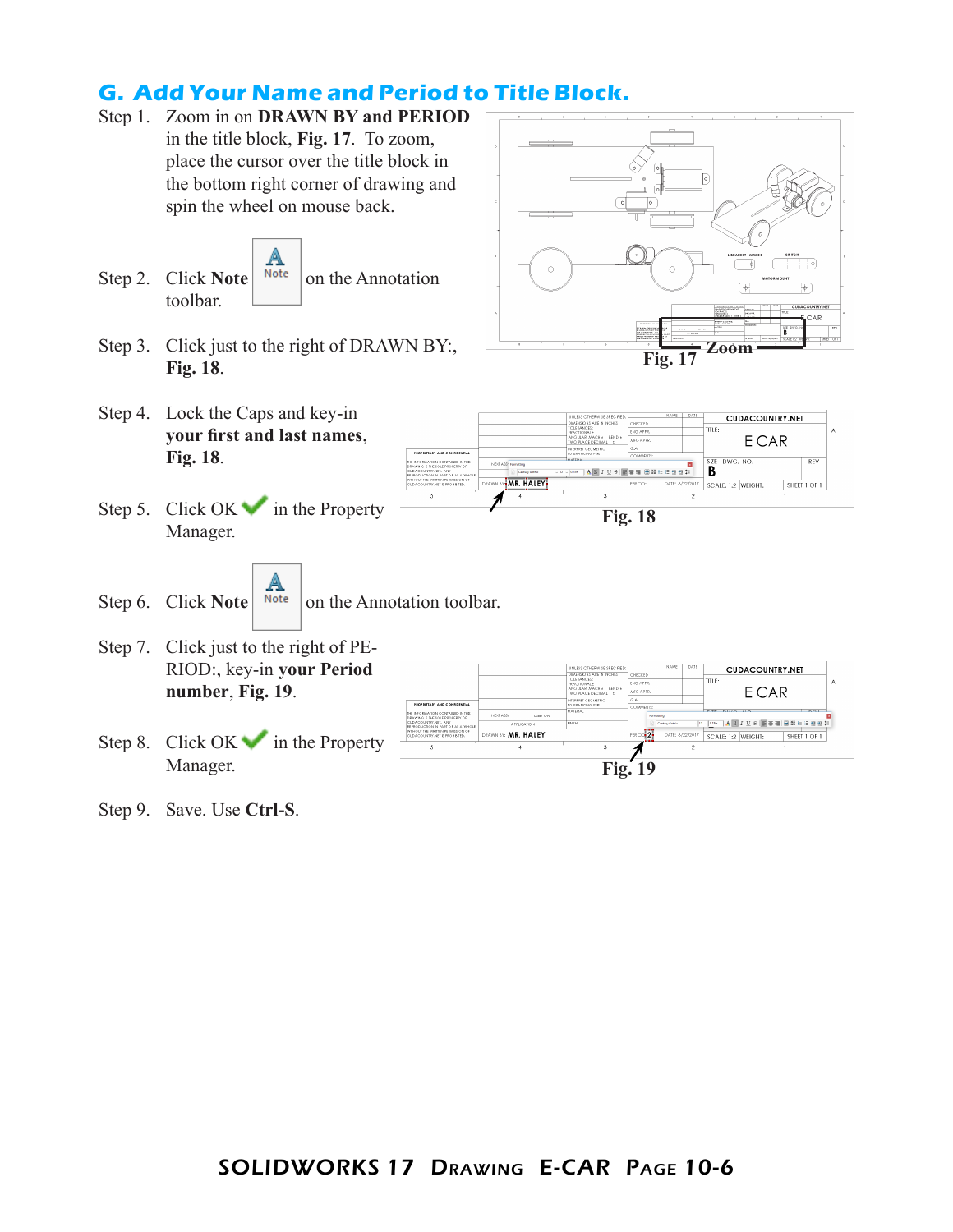## G. Add Your Name and Period to Title Block.

Step 1. Zoom in on **DRAWN BY and PERIOD** in the title block, **Fig. 17**. To zoom, place the cursor over the title block in the bottom right corner of drawing and spin the wheel on mouse back.

Step 2. Click **Note** on the Annotation toolbar.

Step 3. Click just to the right of DRAWN BY:, **Fig. 18**.

Step 4. Lock the Caps and key-in **your first and last names**, **Fig. 18**.

Step 5. Click OK in the Property Manager.

Step 6. Click **Note** on the Annotation toolbar.

Step 7. Click just to the right of PERIOD:, key-in **your Period number**, **Fig. 19**.

Step 8. Click OK in the Property Manager.

Step 9. Save. Use **Ctrl-S**.

Zoom

**Fig. 17**

**Fig. 18**

**Fig. 19**